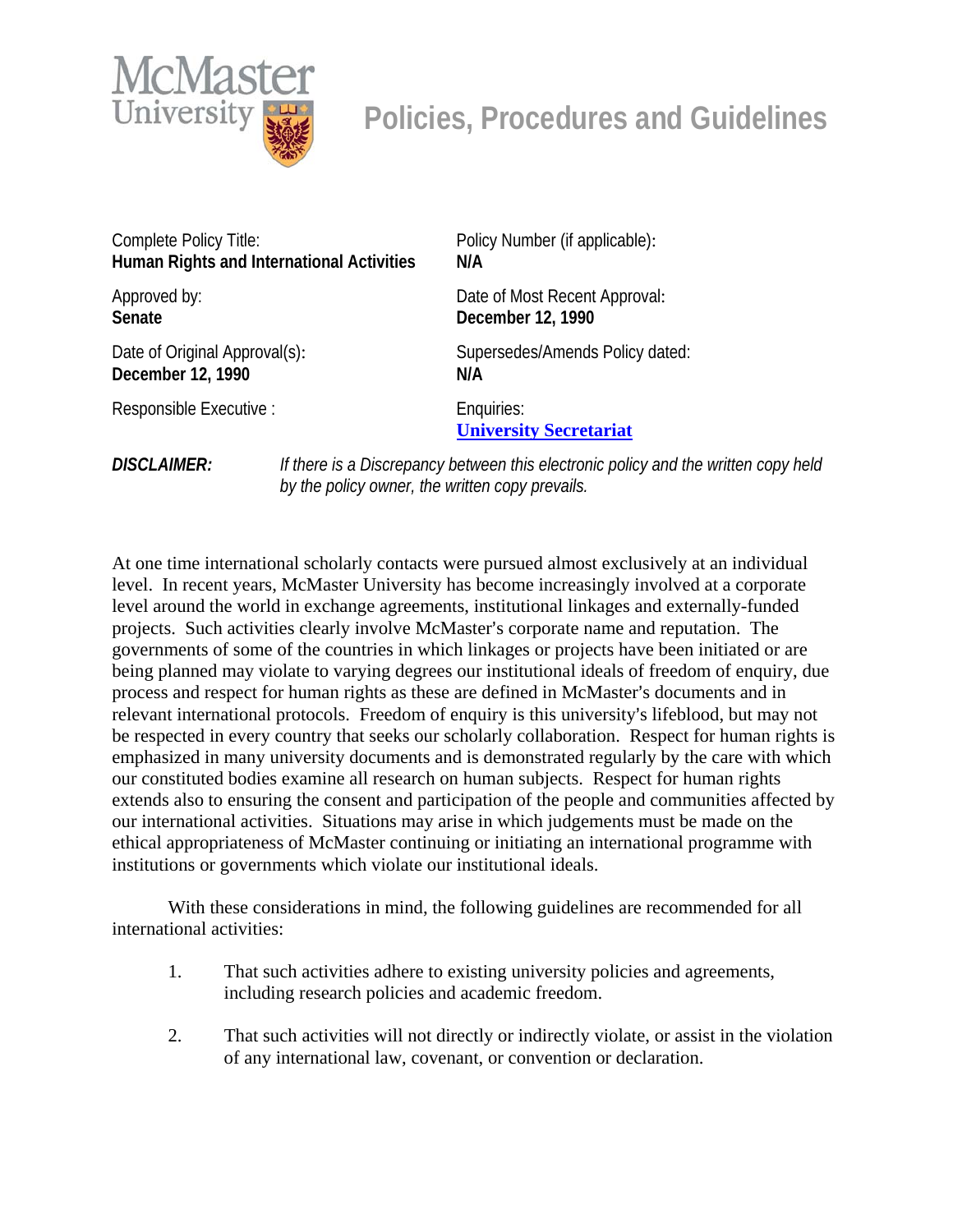# Policies, Procedures and Guidelines

| | |
|---|---|
| Complete Policy Title:<br>**Human Rights and International Activities** | Policy Number (if applicable):<br>**N/A** |
| Approved by:<br>**Senate** | Date of Most Recent Approval:<br>**December 12, 1990** |
| Date of Original Approval(s):<br>**December 12, 1990** | Supersedes/Amends Policy dated:<br>**N/A** |
| Responsible Executive : | Enquiries:<br>**University Secretariat** |

***DISCLAIMER:*** *If there is a Discrepancy between this electronic policy and the written copy held by the policy owner, the written copy prevails.*

At one time international scholarly contacts were pursued almost exclusively at an individual level. In recent years, McMaster University has become increasingly involved at a corporate level around the world in exchange agreements, institutional linkages and externally-funded projects. Such activities clearly involve McMaster's corporate name and reputation. The governments of some of the countries in which linkages or projects have been initiated or are being planned may violate to varying degrees our institutional ideals of freedom of enquiry, due process and respect for human rights as these are defined in McMaster's documents and in relevant international protocols. Freedom of enquiry is this university's lifeblood, but may not be respected in every country that seeks our scholarly collaboration. Respect for human rights is emphasized in many university documents and is demonstrated regularly by the care with which our constituted bodies examine all research on human subjects. Respect for human rights extends also to ensuring the consent and participation of the people and communities affected by our international activities. Situations may arise in which judgements must be made on the ethical appropriateness of McMaster continuing or initiating an international programme with institutions or governments which violate our institutional ideals.

With these considerations in mind, the following guidelines are recommended for all international activities:

1. That such activities adhere to existing university policies and agreements, including research policies and academic freedom.

2. That such activities will not directly or indirectly violate, or assist in the violation of any international law, covenant, or convention or declaration.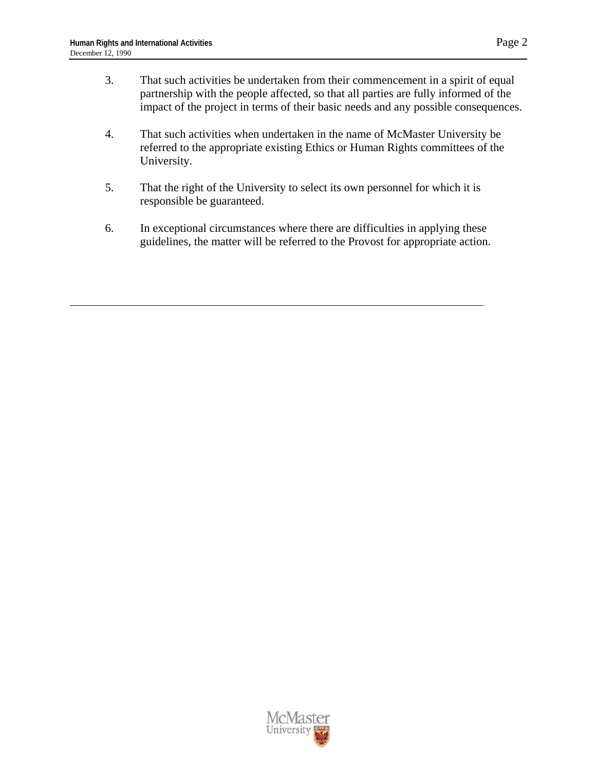3. That such activities be undertaken from their commencement in a spirit of equal partnership with the people affected, so that all parties are fully informed of the impact of the project in terms of their basic needs and any possible consequences.

4. That such activities when undertaken in the name of McMaster University be referred to the appropriate existing Ethics or Human Rights committees of the University.

5. That the right of the University to select its own personnel for which it is responsible be guaranteed.

6. In exceptional circumstances where there are difficulties in applying these guidelines, the matter will be referred to the Provost for appropriate action.